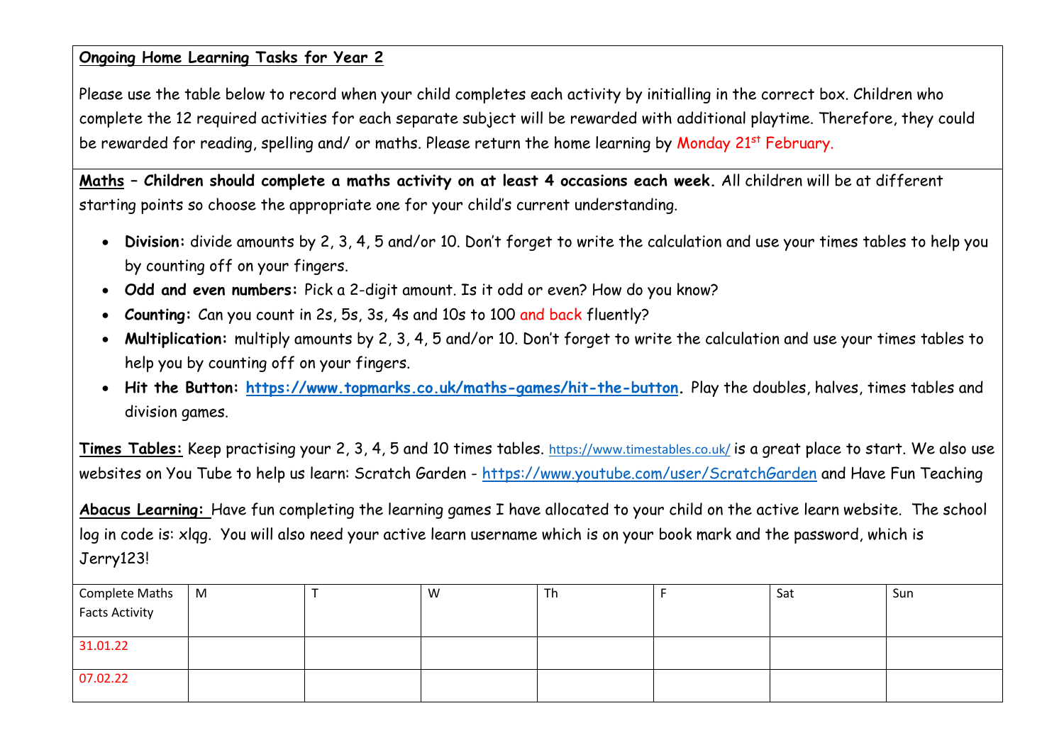**Ongoing Home Learning Tasks for Year 2**

Please use the table below to record when your child completes each activity by initialling in the correct box. Children who complete the 12 required activities for each separate subject will be rewarded with additional playtime. Therefore, they could be rewarded for reading, spelling and/ or maths. Please return the home learning by Monday 21st February.

**Maths – Children should complete a maths activity on at least 4 occasions each week.** All children will be at different starting points so choose the appropriate one for your child's current understanding.

- **Division:** divide amounts by 2, 3, 4, 5 and/or 10. Don't forget to write the calculation and use your times tables to help you by counting off on your fingers.
- **Odd and even numbers:** Pick a 2-digit amount. Is it odd or even? How do you know?
- **Counting:** Can you count in 2s, 5s, 3s, 4s and 10s to 100 and back fluently?
- **Multiplication:** multiply amounts by 2, 3, 4, 5 and/or 10. Don't forget to write the calculation and use your times tables to help you by counting off on your fingers.
- **Hit the Button:** **https://www.topmarks.co.uk/maths-games/hit-the-button**. Play the doubles, halves, times tables and division games.

**Times Tables:** Keep practising your 2, 3, 4, 5 and 10 times tables. https://www.timestables.co.uk/ is a great place to start. We also use websites on You Tube to help us learn: Scratch Garden - https://www.youtube.com/user/ScratchGarden and Have Fun Teaching

**Abacus Learning:** Have fun completing the learning games I have allocated to your child on the active learn website. The school log in code is: xlqg. You will also need your active learn username which is on your book mark and the password, which is Jerry123!

| Complete Maths Facts Activity | M | T | W | Th | F | Sat | Sun |
|---|---|---|---|---|---|---|---|
| 31.01.22 | | | | | | | |
| 07.02.22 | | | | | | | |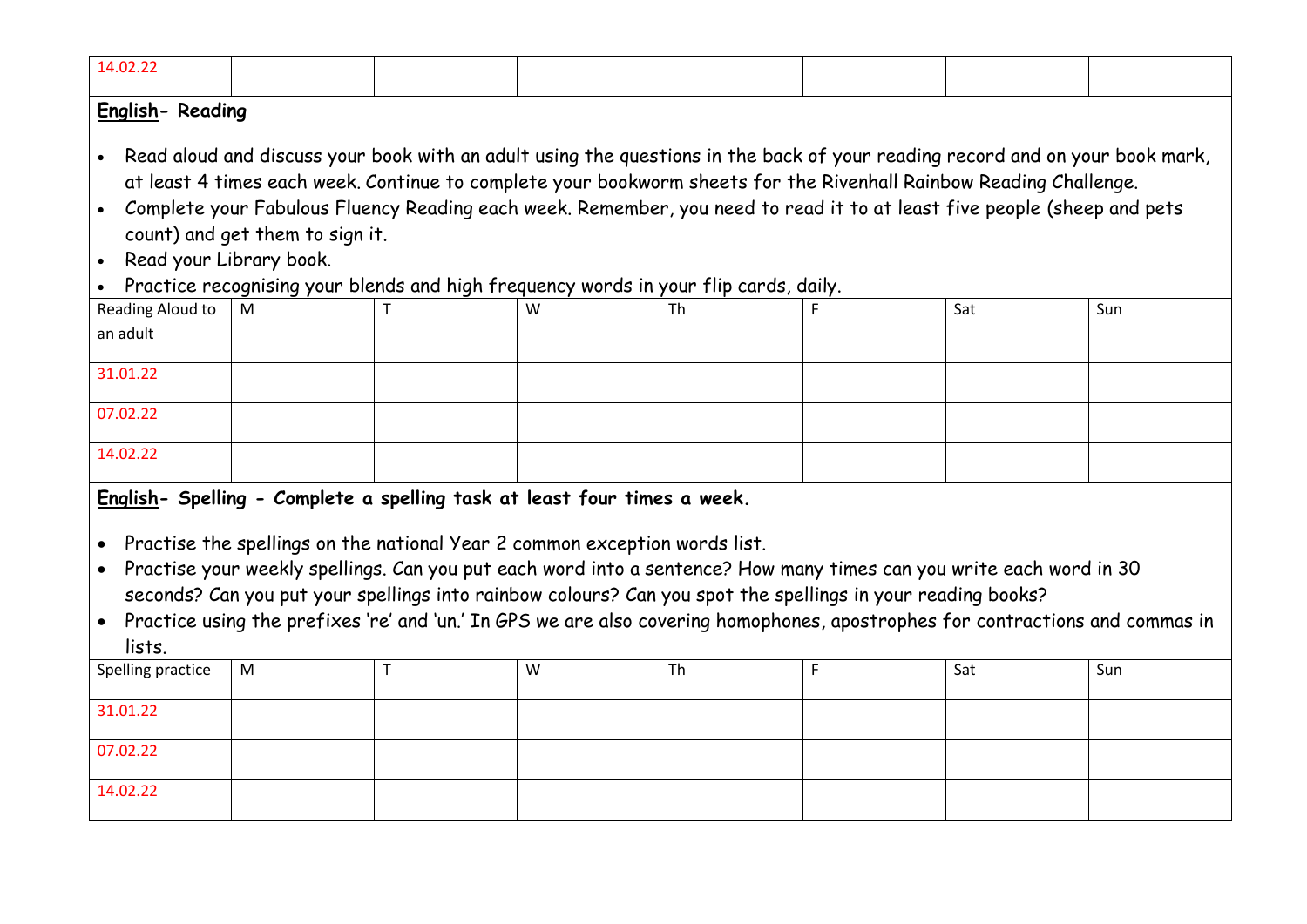| 14.02.22 | | | | | | | |
|---|---|---|---|---|---|---|---|

**English- Reading**

- Read aloud and discuss your book with an adult using the questions in the back of your reading record and on your book mark, at least 4 times each week. Continue to complete your bookworm sheets for the Rivenhall Rainbow Reading Challenge.
- Complete your Fabulous Fluency Reading each week. Remember, you need to read it to at least five people (sheep and pets count) and get them to sign it.
- Read your Library book.
- Practice recognising your blends and high frequency words in your flip cards, daily.

| Reading Aloud to an adult | M | T | W | Th | F | Sat | Sun |
|---|---|---|---|---|---|---|---|
| 31.01.22 | | | | | | | |
| 07.02.22 | | | | | | | |
| 14.02.22 | | | | | | | |

**English- Spelling - Complete a spelling task at least four times a week.**

- Practise the spellings on the national Year 2 common exception words list.
- Practise your weekly spellings. Can you put each word into a sentence? How many times can you write each word in 30 seconds? Can you put your spellings into rainbow colours? Can you spot the spellings in your reading books?
- Practice using the prefixes 're' and 'un.' In GPS we are also covering homophones, apostrophes for contractions and commas in lists.

| Spelling practice | M | T | W | Th | F | Sat | Sun |
|---|---|---|---|---|---|---|---|
| 31.01.22 | | | | | | | |
| 07.02.22 | | | | | | | |
| 14.02.22 | | | | | | | |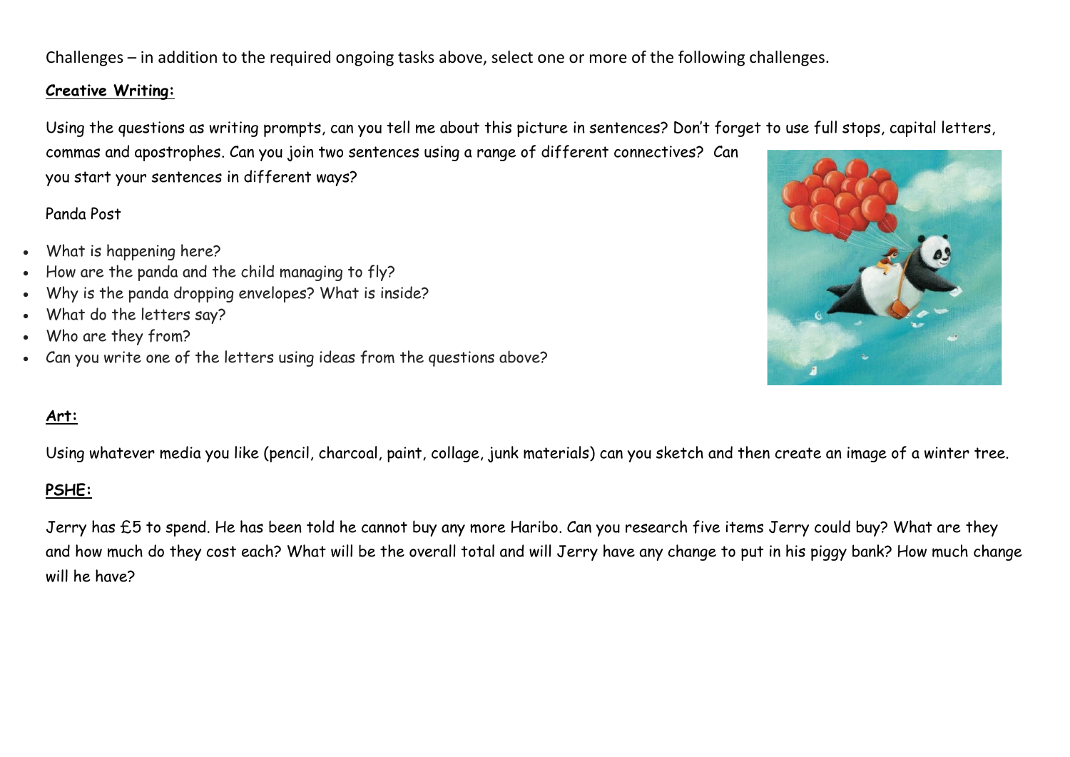Challenges – in addition to the required ongoing tasks above, select one or more of the following challenges.

**Creative Writing:**

Using the questions as writing prompts, can you tell me about this picture in sentences? Don't forget to use full stops, capital letters, commas and apostrophes. Can you join two sentences using a range of different connectives? Can you start your sentences in different ways?

Panda Post

- What is happening here?
- How are the panda and the child managing to fly?
- Why is the panda dropping envelopes? What is inside?
- What do the letters say?
- Who are they from?
- Can you write one of the letters using ideas from the questions above?

**Art:**

Using whatever media you like (pencil, charcoal, paint, collage, junk materials) can you sketch and then create an image of a winter tree.

**PSHE:**

Jerry has £5 to spend. He has been told he cannot buy any more Haribo. Can you research five items Jerry could buy? What are they and how much do they cost each? What will be the overall total and will Jerry have any change to put in his piggy bank? How much change will he have?